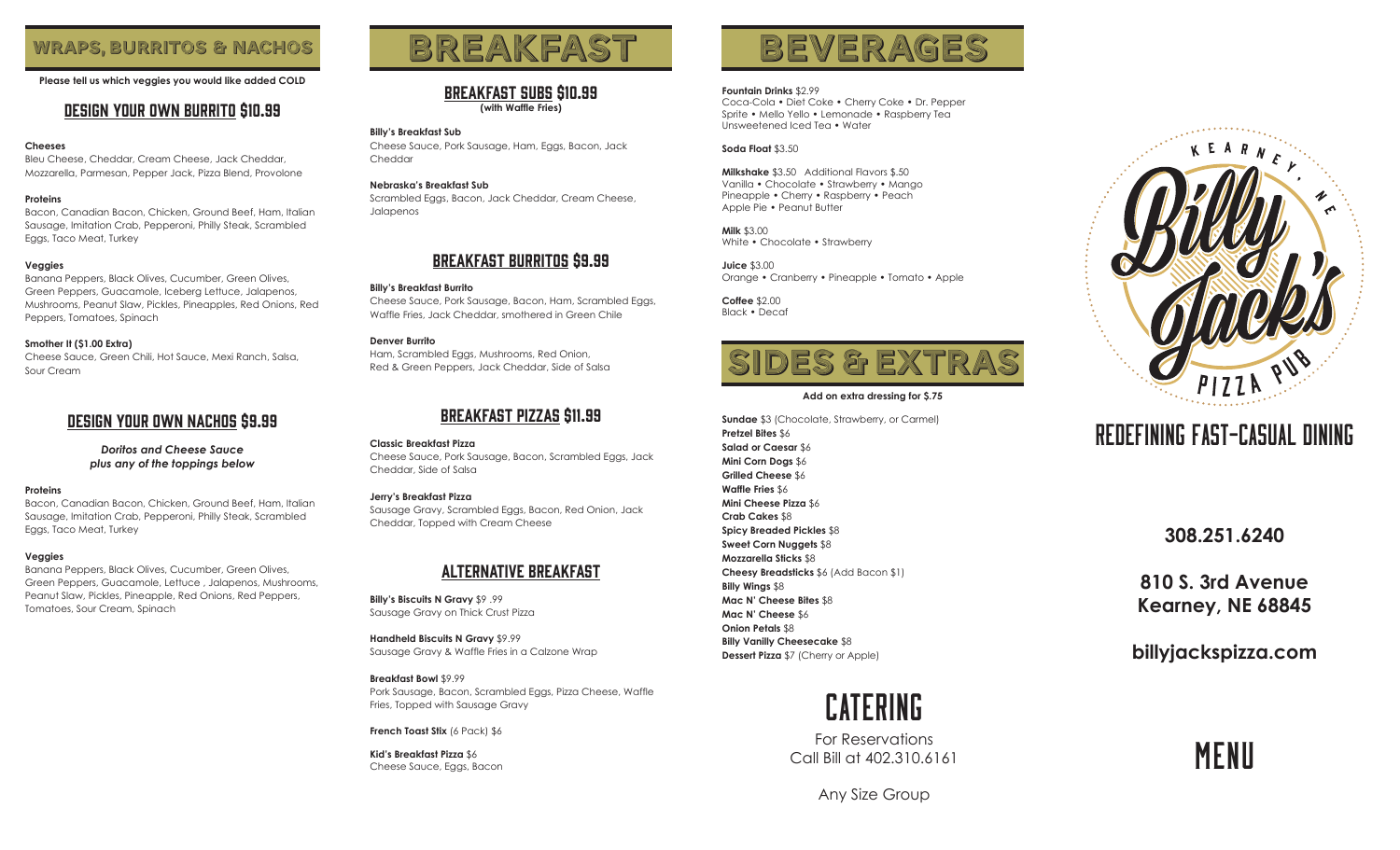## WRAPS, BURRITOS & NACHOS

**Please tell us which veggies you would like added COLD**

### DESIGN YOUR OWN BURRITO $10.99

**Cheeses**
Bleu Cheese, Cheddar, Cream Cheese, Jack Cheddar, Mozzarella, Parmesan, Pepper Jack, Pizza Blend, Provolone

**Proteins**
Bacon, Canadian Bacon, Chicken, Ground Beef, Ham, Italian Sausage, Imitation Crab, Pepperoni, Philly Steak, Scrambled Eggs, Taco Meat, Turkey

**Veggies**
Banana Peppers, Black Olives, Cucumber, Green Olives, Green Peppers, Guacamole, Iceberg Lettuce, Jalapenos, Mushrooms, Peanut Slaw, Pickles, Pineapples, Red Onions, Red Peppers, Tomatoes, Spinach

**Smother It ($1.00 Extra)**
Cheese Sauce, Green Chili, Hot Sauce, Mexi Ranch, Salsa, Sour Cream

### DESIGN YOUR OWN NACHOS $9.99

***Doritos and Cheese Sauce plus any of the toppings below***

**Proteins**
Bacon, Canadian Bacon, Chicken, Ground Beef, Ham, Italian Sausage, Imitation Crab, Pepperoni, Philly Steak, Scrambled Eggs, Taco Meat, Turkey

**Veggies**
Banana Peppers, Black Olives, Cucumber, Green Olives, Green Peppers, Guacamole, Lettuce , Jalapenos, Mushrooms, Peanut Slaw, Pickles, Pineapple, Red Onions, Red Peppers, Tomatoes, Sour Cream, Spinach

## BREAKFAST

### BREAKFAST SUBS $10.99
**(with Waffle Fries)**

**Billy's Breakfast Sub**
Cheese Sauce, Pork Sausage, Ham, Eggs, Bacon, Jack Cheddar

**Nebraska's Breakfast Sub**
Scrambled Eggs, Bacon, Jack Cheddar, Cream Cheese, Jalapenos

### BREAKFAST BURRITOS $9.99

**Billy's Breakfast Burrito**
Cheese Sauce, Pork Sausage, Bacon, Ham, Scrambled Eggs, Waffle Fries, Jack Cheddar, smothered in Green Chile

**Denver Burrito**
Ham, Scrambled Eggs, Mushrooms, Red Onion, Red & Green Peppers, Jack Cheddar, Side of Salsa

### BREAKFAST PIZZAS $11.99

**Classic Breakfast Pizza**
Cheese Sauce, Pork Sausage, Bacon, Scrambled Eggs, Jack Cheddar, Side of Salsa

**Jerry's Breakfast Pizza**
Sausage Gravy, Scrambled Eggs, Bacon, Red Onion, Jack Cheddar, Topped with Cream Cheese

### ALTERNATIVE BREAKFAST

**Billy's Biscuits N Gravy** $9 .99
Sausage Gravy on Thick Crust Pizza

**Handheld Biscuits N Gravy** $9.99
Sausage Gravy & Waffle Fries in a Calzone Wrap

**Breakfast Bowl** $9.99
Pork Sausage, Bacon, Scrambled Eggs, Pizza Cheese, Waffle Fries, Topped with Sausage Gravy

**French Toast Stix** (6 Pack) $6

**Kid's Breakfast Pizza** $6
Cheese Sauce, Eggs, Bacon

## BEVERAGES

**Fountain Drinks** $2.99
Coca-Cola • Diet Coke • Cherry Coke • Dr. Pepper Sprite • Mello Yello • Lemonade • Raspberry Tea Unsweetened Iced Tea • Water

**Soda Float** $3.50

**Milkshake** $3.50 Additional Flavors $.50
Vanilla • Chocolate • Strawberry • Mango Pineapple • Cherry • Raspberry • Peach Apple Pie • Peanut Butter

**Milk** $3.00
White • Chocolate • Strawberry

**Juice** $3.00
Orange • Cranberry • Pineapple • Tomato • Apple

**Coffee** $2.00
Black • Decaf

## SIDES & EXTRAS

**Add on extra dressing for $.75**

**Sundae** $3 (Chocolate, Strawberry, or Carmel)
**Pretzel Bites** $6
**Salad or Caesar** $6
**Mini Corn Dogs** $6
**Grilled Cheese** $6
**Waffle Fries** $6
**Mini Cheese Pizza** $6
**Crab Cakes** $8
**Spicy Breaded Pickles** $8
**Sweet Corn Nuggets** $8
**Mozzarella Sticks** $8
**Cheesy Breadsticks** $6 (Add Bacon $1)
**Billy Wings** $8
**Mac N' Cheese Bites** $8
**Mac N' Cheese** $6
**Onion Petals** $8
**Billy Vanilly Cheesecake** $8
**Dessert Pizza** $7 (Cherry or Apple)

## CATERING

For Reservations
Call Bill at 402.310.6161

Any Size Group

# Billy Jack's Pizza Pub
Kearney, NE

## REDEFINING FAST-CASUAL DINING

**308.251.6240**

**810 S. 3rd Avenue
Kearney, NE 68845**

**billyjackspizza.com**

# MENU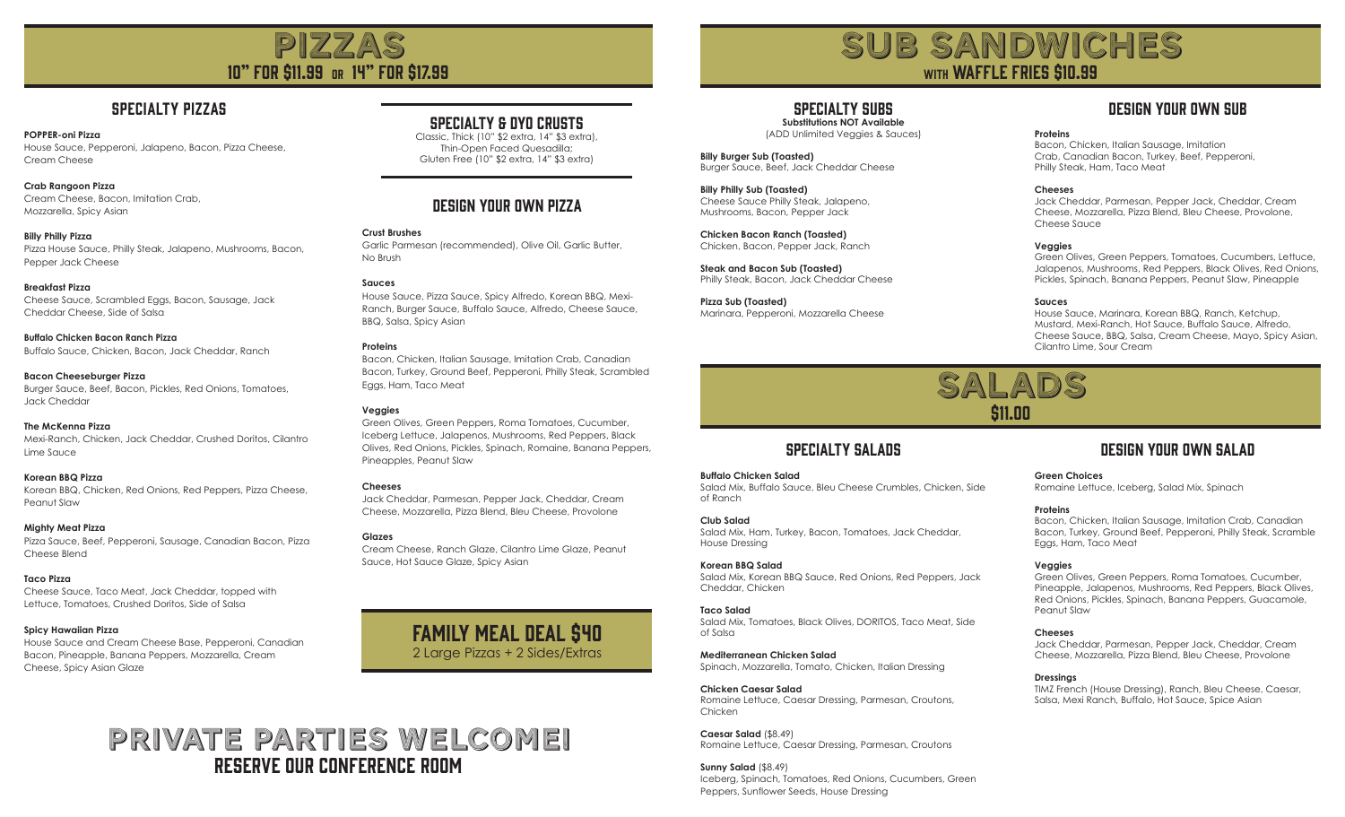# PIZZAS

## 10" FOR $11.99 OR 14" FOR $17.99

### SPECIALTY PIZZAS

**POPPER-oni Pizza**
House Sauce, Pepperoni, Jalapeno, Bacon, Pizza Cheese, Cream Cheese

**Crab Rangoon Pizza**
Cream Cheese, Bacon, Imitation Crab, Mozzarella, Spicy Asian

**Billy Philly Pizza**
Pizza House Sauce, Philly Steak, Jalapeno, Mushrooms, Bacon, Pepper Jack Cheese

**Breakfast Pizza**
Cheese Sauce, Scrambled Eggs, Bacon, Sausage, Jack Cheddar Cheese, Side of Salsa

**Buffalo Chicken Bacon Ranch Pizza**
Buffalo Sauce, Chicken, Bacon, Jack Cheddar, Ranch

**Bacon Cheeseburger Pizza**
Burger Sauce, Beef, Bacon, Pickles, Red Onions, Tomatoes, Jack Cheddar

**The McKenna Pizza**
Mexi-Ranch, Chicken, Jack Cheddar, Crushed Doritos, Cilantro Lime Sauce

**Korean BBQ Pizza**
Korean BBQ, Chicken, Red Onions, Red Peppers, Pizza Cheese, Peanut Slaw

**Mighty Meat Pizza**
Pizza Sauce, Beef, Pepperoni, Sausage, Canadian Bacon, Pizza Cheese Blend

**Taco Pizza**
Cheese Sauce, Taco Meat, Jack Cheddar, topped with Lettuce, Tomatoes, Crushed Doritos, Side of Salsa

**Spicy Hawaiian Pizza**
House Sauce and Cream Cheese Base, Pepperoni, Canadian Bacon, Pineapple, Banana Peppers, Mozzarella, Cream Cheese, Spicy Asian Glaze

### SPECIALTY & DYO CRUSTS

Classic, Thick (10" $2 extra, 14" $3 extra), Thin-Open Faced Quesadilla; Gluten Free (10" $2 extra, 14" $3 extra)

### DESIGN YOUR OWN PIZZA

**Crust Brushes**
Garlic Parmesan (recommended), Olive Oil, Garlic Butter, No Brush

**Sauces**
House Sauce, Pizza Sauce, Spicy Alfredo, Korean BBQ, Mexi-Ranch, Burger Sauce, Buffalo Sauce, Alfredo, Cheese Sauce, BBQ, Salsa, Spicy Asian

**Proteins**
Bacon, Chicken, Italian Sausage, Imitation Crab, Canadian Bacon, Turkey, Ground Beef, Pepperoni, Philly Steak, Scrambled Eggs, Ham, Taco Meat

**Veggies**
Green Olives, Green Peppers, Roma Tomatoes, Cucumber, Iceberg Lettuce, Jalapenos, Mushrooms, Red Peppers, Black Olives, Red Onions, Pickles, Spinach, Romaine, Banana Peppers, Pineapples, Peanut Slaw

**Cheeses**
Jack Cheddar, Parmesan, Pepper Jack, Cheddar, Cream Cheese, Mozzarella, Pizza Blend, Bleu Cheese, Provolone

**Glazes**
Cream Cheese, Ranch Glaze, Cilantro Lime Glaze, Peanut Sauce, Hot Sauce Glaze, Spicy Asian

### FAMILY MEAL DEAL $40

2 Large Pizzas + 2 Sides/Extras

# PRIVATE PARTIES WELCOME!

## RESERVE OUR CONFERENCE ROOM

# SUB SANDWICHES

## WITH WAFFLE FRIES $10.99

### SPECIALTY SUBS

**Substitutions NOT Available**
(ADD Unlimited Veggies & Sauces)

**Billy Burger Sub (Toasted)**
Burger Sauce, Beef, Jack Cheddar Cheese

**Billy Philly Sub (Toasted)**
Cheese Sauce Philly Steak, Jalapeno, Mushrooms, Bacon, Pepper Jack

**Chicken Bacon Ranch (Toasted)**
Chicken, Bacon, Pepper Jack, Ranch

**Steak and Bacon Sub (Toasted)**
Philly Steak, Bacon, Jack Cheddar Cheese

**Pizza Sub (Toasted)**
Marinara, Pepperoni, Mozzarella Cheese

### DESIGN YOUR OWN SUB

**Proteins**
Bacon, Chicken, Italian Sausage, Imitation Crab, Canadian Bacon, Turkey, Beef, Pepperoni, Philly Steak, Ham, Taco Meat

**Cheeses**
Jack Cheddar, Parmesan, Pepper Jack, Cheddar, Cream Cheese, Mozzarella, Pizza Blend, Bleu Cheese, Provolone, Cheese Sauce

**Veggies**
Green Olives, Green Peppers, Tomatoes, Cucumbers, Lettuce, Jalapenos, Mushrooms, Red Peppers, Black Olives, Red Onions, Pickles, Spinach, Banana Peppers, Peanut Slaw, Pineapple

**Sauces**
House Sauce, Marinara, Korean BBQ, Ranch, Ketchup, Mustard, Mexi-Ranch, Hot Sauce, Buffalo Sauce, Alfredo, Cheese Sauce, BBQ, Salsa, Cream Cheese, Mayo, Spicy Asian, Cilantro Lime, Sour Cream

# SALADS

## $11.00

### SPECIALTY SALADS

**Buffalo Chicken Salad**
Salad Mix, Buffalo Sauce, Bleu Cheese Crumbles, Chicken, Side of Ranch

**Club Salad**
Salad Mix, Ham, Turkey, Bacon, Tomatoes, Jack Cheddar, House Dressing

**Korean BBQ Salad**
Salad Mix, Korean BBQ Sauce, Red Onions, Red Peppers, Jack Cheddar, Chicken

**Taco Salad**
Salad Mix, Tomatoes, Black Olives, DORITOS, Taco Meat, Side of Salsa

**Mediterranean Chicken Salad**
Spinach, Mozzarella, Tomato, Chicken, Italian Dressing

**Chicken Caesar Salad**
Romaine Lettuce, Caesar Dressing, Parmesan, Croutons, Chicken

**Caesar Salad** ($8.49)
Romaine Lettuce, Caesar Dressing, Parmesan, Croutons

**Sunny Salad** ($8.49)
Iceberg, Spinach, Tomatoes, Red Onions, Cucumbers, Green Peppers, Sunflower Seeds, House Dressing

### DESIGN YOUR OWN SALAD

**Green Choices**
Romaine Lettuce, Iceberg, Salad Mix, Spinach

**Proteins**
Bacon, Chicken, Italian Sausage, Imitation Crab, Canadian Bacon, Turkey, Ground Beef, Pepperoni, Philly Steak, Scramble Eggs, Ham, Taco Meat

**Veggies**
Green Olives, Green Peppers, Roma Tomatoes, Cucumber, Pineapple, Jalapenos, Mushrooms, Red Peppers, Black Olives, Red Onions, Pickles, Spinach, Banana Peppers, Guacamole, Peanut Slaw

**Cheeses**
Jack Cheddar, Parmesan, Pepper Jack, Cheddar, Cream Cheese, Mozzarella, Pizza Blend, Bleu Cheese, Provolone

**Dressings**
TIMZ French (House Dressing), Ranch, Bleu Cheese, Caesar, Salsa, Mexi Ranch, Buffalo, Hot Sauce, Spice Asian